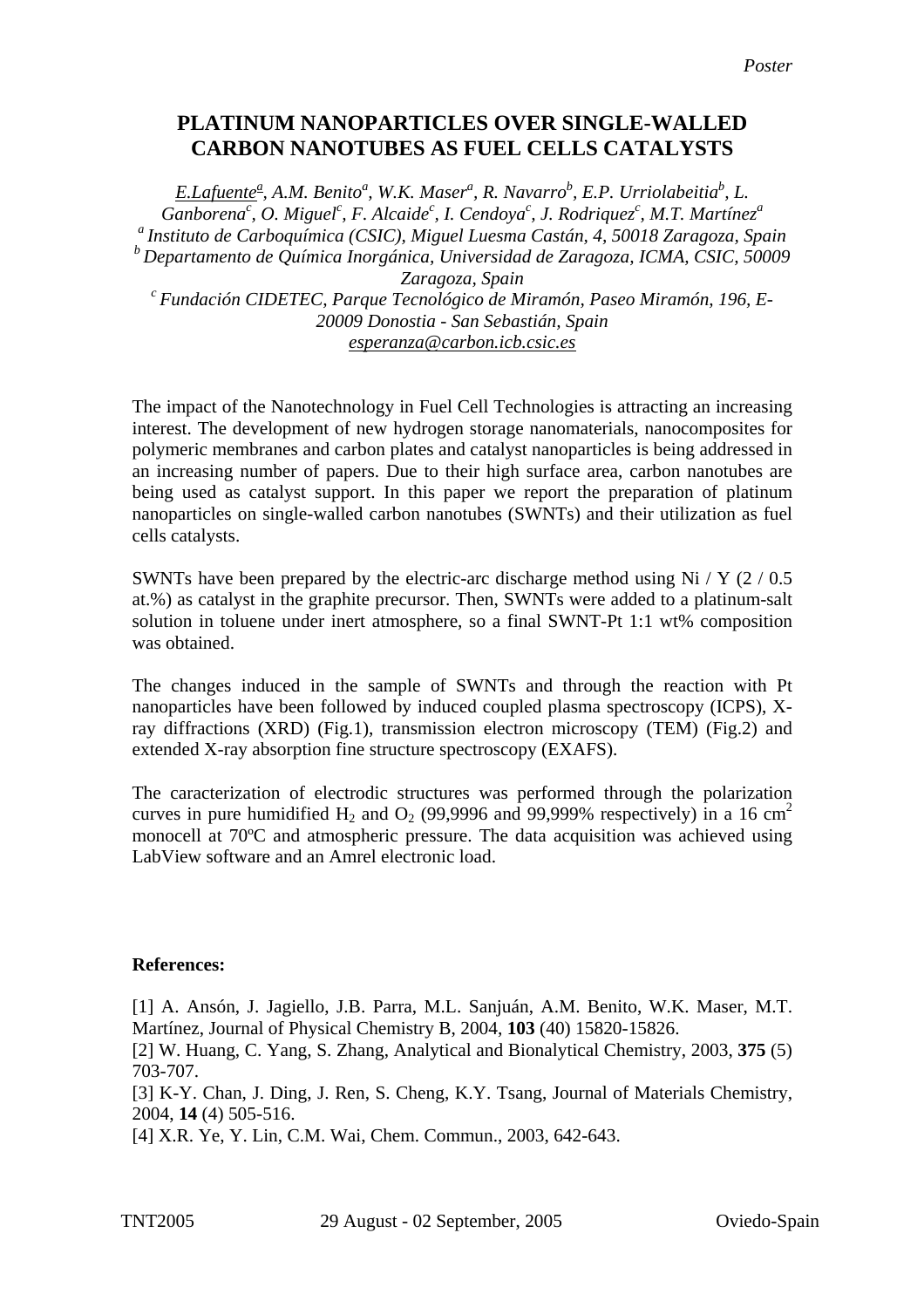# PLATINUM NANOPARTICLES OVER SINGLE-WALLED CARBON NANOTUBES AS FUEL CELLS CATALYSTS

*E.Lafuente[a], A.M. Benito[a], W.K. Maser[a], R. Navarro[b], E.P. Urriolabeitia[b], L. Ganborena[c], O. Miguel[c], F. Alcaide[c], I. Cendoya[c], J. Rodriquez[c], M.T. Martínez[a]*

*[a] Instituto de Carboquímica (CSIC), Miguel Luesma Castán, 4, 50018 Zaragoza, Spain*

*[b] Departamento de Química Inorgánica, Universidad de Zaragoza, ICMA, CSIC, 50009 Zaragoza, Spain*

*[c] Fundación CIDETEC, Parque Tecnológico de Miramón, Paseo Miramón, 196, E-20009 Donostia - San Sebastián, Spain*

*esperanza@carbon.icb.csic.es*

The impact of the Nanotechnology in Fuel Cell Technologies is attracting an increasing interest. The development of new hydrogen storage nanomaterials, nanocomposites for polymeric membranes and carbon plates and catalyst nanoparticles is being addressed in an increasing number of papers. Due to their high surface area, carbon nanotubes are being used as catalyst support. In this paper we report the preparation of platinum nanoparticles on single-walled carbon nanotubes (SWNTs) and their utilization as fuel cells catalysts.

SWNTs have been prepared by the electric-arc discharge method using Ni / Y (2 / 0.5 at.%) as catalyst in the graphite precursor. Then, SWNTs were added to a platinum-salt solution in toluene under inert atmosphere, so a final SWNT-Pt 1:1 wt% composition was obtained.

The changes induced in the sample of SWNTs and through the reaction with Pt nanoparticles have been followed by induced coupled plasma spectroscopy (ICPS), X-ray diffractions (XRD) (Fig.1), transmission electron microscopy (TEM) (Fig.2) and extended X-ray absorption fine structure spectroscopy (EXAFS).

The caracterization of electrodic structures was performed through the polarization curves in pure humidified $H_2$ and $O_2$ (99,9996 and 99,999% respectively) in a 16 $cm^2$ monocell at 70ºC and atmospheric pressure. The data acquisition was achieved using LabView software and an Amrel electronic load.

**References:**

[1] A. Ansón, J. Jagiello, J.B. Parra, M.L. Sanjuán, A.M. Benito, W.K. Maser, M.T. Martínez, Journal of Physical Chemistry B, 2004, **103** (40) 15820-15826.

[2] W. Huang, C. Yang, S. Zhang, Analytical and Bionalytical Chemistry, 2003, **375** (5) 703-707.

[3] K-Y. Chan, J. Ding, J. Ren, S. Cheng, K.Y. Tsang, Journal of Materials Chemistry, 2004, **14** (4) 505-516.

[4] X.R. Ye, Y. Lin, C.M. Wai, Chem. Commun., 2003, 642-643.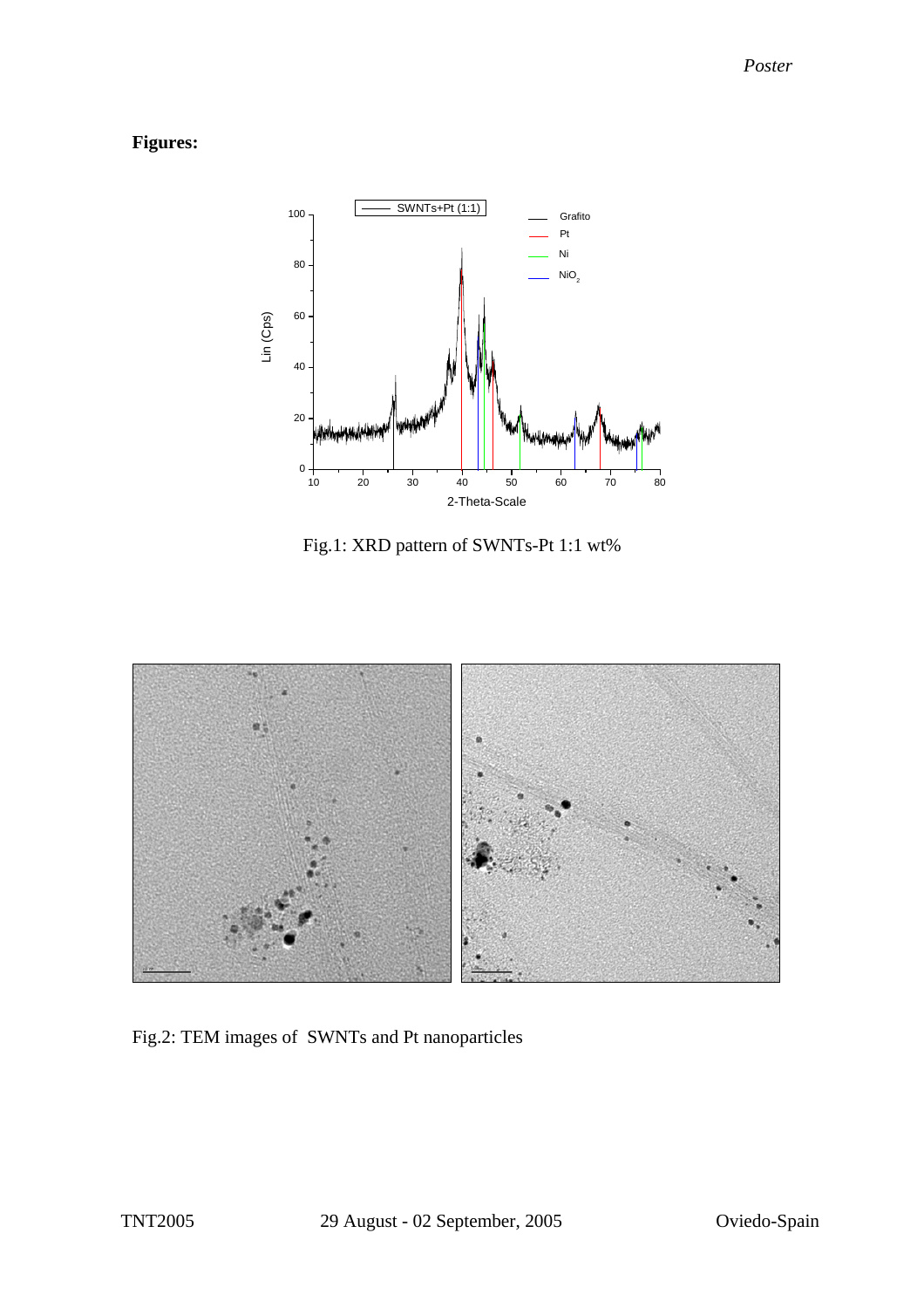**Figures:**

SWNTs+Pt (1:1)

Grafito

Pt

Ni

$NiO_2$

Lin (Cps)

100

80

60

40

20

0

10 20 30 40 50 60 70 80

2-Theta-Scale

Fig.1: XRD pattern of SWNTs-Pt 1:1 wt%

Fig.2: TEM images of SWNTs and Pt nanoparticles